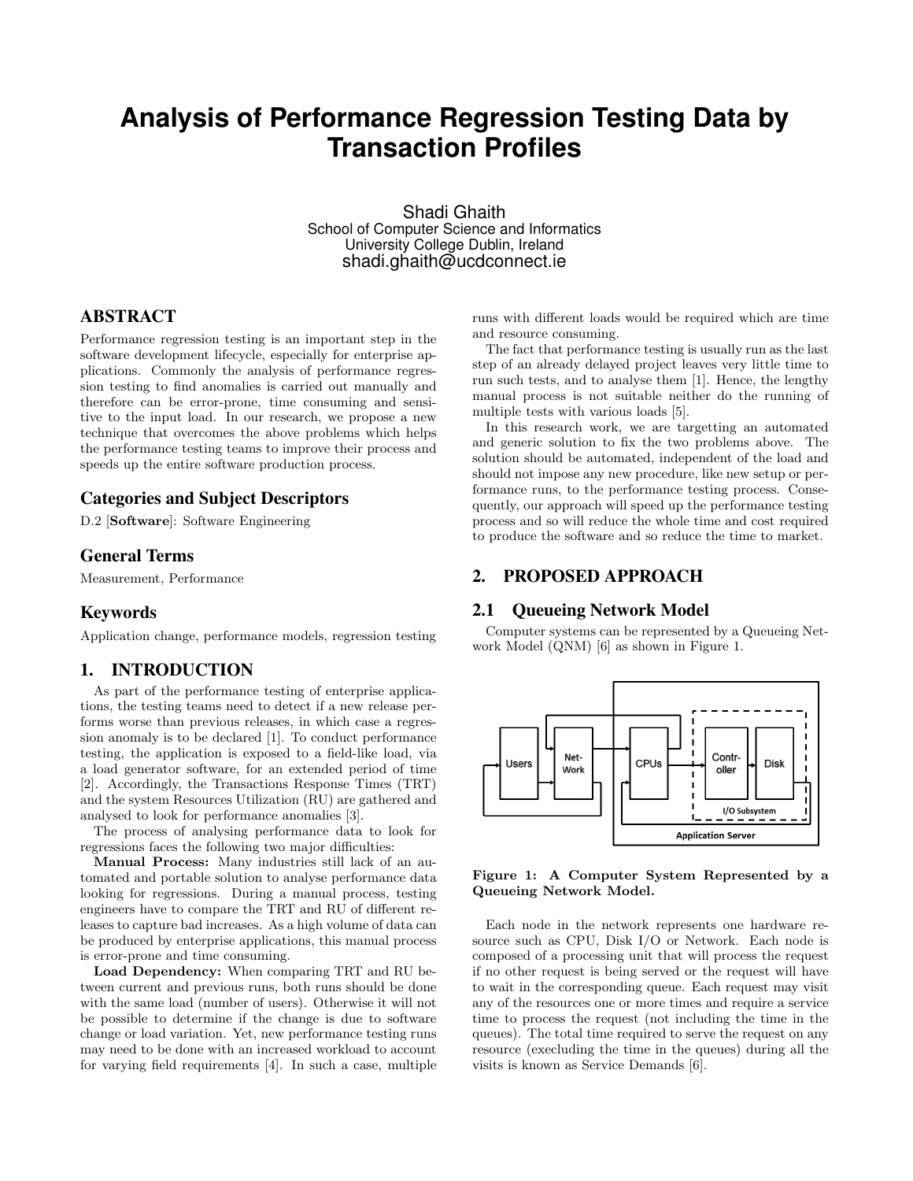# Analysis of Performance Regression Testing Data by Transaction Profiles

Shadi Ghaith
School of Computer Science and Informatics
University College Dublin, Ireland
shadi.ghaith@ucdconnect.ie

## ABSTRACT

Performance regression testing is an important step in the software development lifecycle, especially for enterprise applications. Commonly the analysis of performance regression testing to find anomalies is carried out manually and therefore can be error-prone, time consuming and sensitive to the input load. In our research, we propose a new technique that overcomes the above problems which helps the performance testing teams to improve their process and speeds up the entire software production process.

## Categories and Subject Descriptors

D.2 [**Software**]: Software Engineering

## General Terms

Measurement, Performance

## Keywords

Application change, performance models, regression testing

## 1. INTRODUCTION

As part of the performance testing of enterprise applications, the testing teams need to detect if a new release performs worse than previous releases, in which case a regression anomaly is to be declared [1]. To conduct performance testing, the application is exposed to a field-like load, via a load generator software, for an extended period of time [2]. Accordingly, the Transactions Response Times (TRT) and the system Resources Utilization (RU) are gathered and analysed to look for performance anomalies [3].

The process of analysing performance data to look for regressions faces the following two major difficulties:

**Manual Process:** Many industries still lack of an automated and portable solution to analyse performance data looking for regressions. During a manual process, testing engineers have to compare the TRT and RU of different releases to capture bad increases. As a high volume of data can be produced by enterprise applications, this manual process is error-prone and time consuming.

**Load Dependency:** When comparing TRT and RU between current and previous runs, both runs should be done with the same load (number of users). Otherwise it will not be possible to determine if the change is due to software change or load variation. Yet, new performance testing runs may need to be done with an increased workload to account for varying field requirements [4]. In such a case, multiple runs with different loads would be required which are time and resource consuming.

The fact that performance testing is usually run as the last step of an already delayed project leaves very little time to run such tests, and to analyse them [1]. Hence, the lengthy manual process is not suitable neither do the running of multiple tests with various loads [5].

In this research work, we are targetting an automated and generic solution to fix the two problems above. The solution should be automated, independent of the load and should not impose any new procedure, like new setup or performance runs, to the performance testing process. Consequently, our approach will speed up the performance testing process and so will reduce the whole time and cost required to produce the software and so reduce the time to market.

## 2. PROPOSED APPROACH

### 2.1 Queueing Network Model

Computer systems can be represented by a Queueing Network Model (QNM) [6] as shown in Figure 1.

**Figure 1: A Computer System Represented by a Queueing Network Model.**

Each node in the network represents one hardware resource such as CPU, Disk I/O or Network. Each node is composed of a processing unit that will process the request if no other request is being served or the request will have to wait in the corresponding queue. Each request may visit any of the resources one or more times and require a service time to process the request (not including the time in the queues). The total time required to serve the request on any resource (execluding the time in the queues) during all the visits is known as Service Demands [6].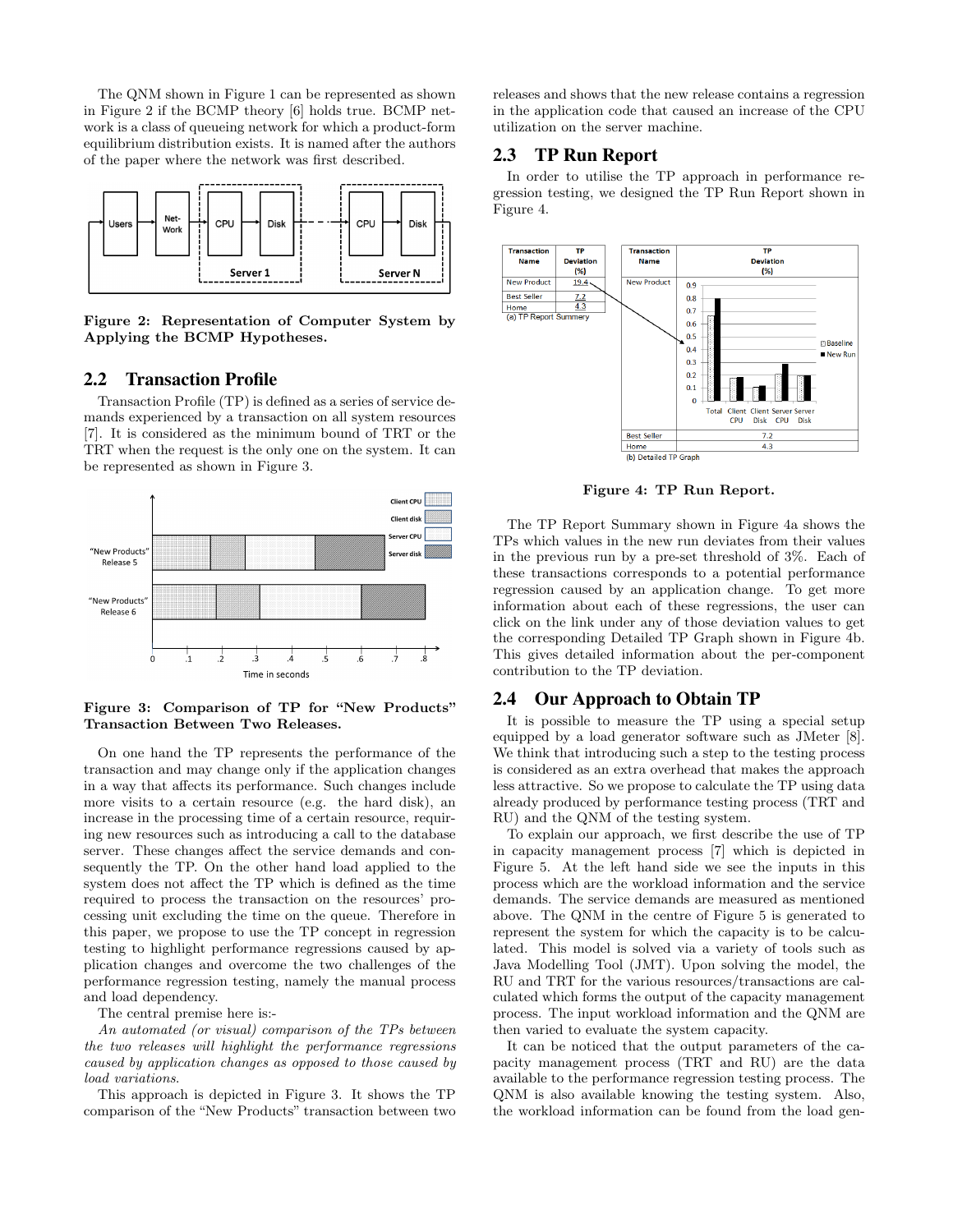The QNM shown in Figure 1 can be represented as shown in Figure 2 if the BCMP theory [6] holds true. BCMP network is a class of queueing network for which a product-form equilibrium distribution exists. It is named after the authors of the paper where the network was first described.

**Figure 2: Representation of Computer System by Applying the BCMP Hypotheses.**

## 2.2 Transaction Profile

Transaction Profile (TP) is defined as a series of service demands experienced by a transaction on all system resources [7]. It is considered as the minimum bound of TRT or the TRT when the request is the only one on the system. It can be represented as shown in Figure 3.

**Figure 3: Comparison of TP for "New Products" Transaction Between Two Releases.**

On one hand the TP represents the performance of the transaction and may change only if the application changes in a way that affects its performance. Such changes include more visits to a certain resource (e.g. the hard disk), an increase in the processing time of a certain resource, requiring new resources such as introducing a call to the database server. These changes affect the service demands and consequently the TP. On the other hand load applied to the system does not affect the TP which is defined as the time required to process the transaction on the resources' processing unit excluding the time on the queue. Therefore in this paper, we propose to use the TP concept in regression testing to highlight performance regressions caused by application changes and overcome the two challenges of the performance regression testing, namely the manual process and load dependency.

The central premise here is:-

*An automated (or visual) comparison of the TPs between the two releases will highlight the performance regressions caused by application changes as opposed to those caused by load variations.*

This approach is depicted in Figure 3. It shows the TP comparison of the "New Products" transaction between two releases and shows that the new release contains a regression in the application code that caused an increase of the CPU utilization on the server machine.

## 2.3 TP Run Report

In order to utilise the TP approach in performance regression testing, we designed the TP Run Report shown in Figure 4.

| Transaction Name | TP Deviation (%) |
|---|---|
| New Product | 19.4 |
| Best Seller | 7.2 |
| Home | 4.3 |

(a) TP Report Summery

(b) Detailed TP Graph

**Figure 4: TP Run Report.**

The TP Report Summary shown in Figure 4a shows the TPs which values in the new run deviates from their values in the previous run by a pre-set threshold of 3%. Each of these transactions corresponds to a potential performance regression caused by an application change. To get more information about each of these regressions, the user can click on the link under any of those deviation values to get the corresponding Detailed TP Graph shown in Figure 4b. This gives detailed information about the per-component contribution to the TP deviation.

## 2.4 Our Approach to Obtain TP

It is possible to measure the TP using a special setup equipped by a load generator software such as JMeter [8]. We think that introducing such a step to the testing process is considered as an extra overhead that makes the approach less attractive. So we propose to calculate the TP using data already produced by performance testing process (TRT and RU) and the QNM of the testing system.

To explain our approach, we first describe the use of TP in capacity management process [7] which is depicted in Figure 5. At the left hand side we see the inputs in this process which are the workload information and the service demands. The service demands are measured as mentioned above. The QNM in the centre of Figure 5 is generated to represent the system for which the capacity is to be calculated. This model is solved via a variety of tools such as Java Modelling Tool (JMT). Upon solving the model, the RU and TRT for the various resources/transactions are calculated which forms the output of the capacity management process. The input workload information and the QNM are then varied to evaluate the system capacity.

It can be noticed that the output parameters of the capacity management process (TRT and RU) are the data available to the performance regression testing process. The QNM is also available knowing the testing system. Also, the workload information can be found from the load gen-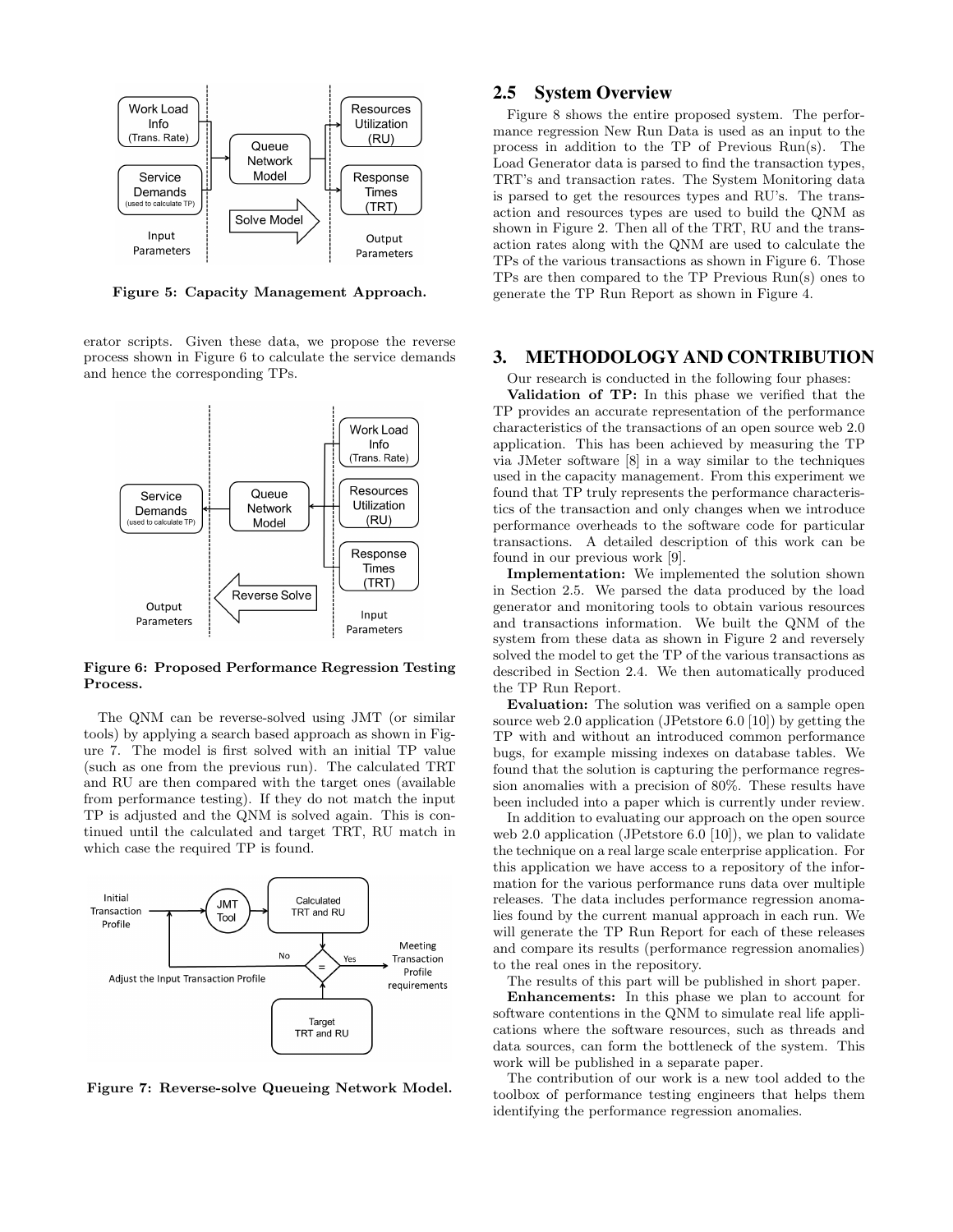Figure 5: Capacity Management Approach.

erator scripts. Given these data, we propose the reverse process shown in Figure 6 to calculate the service demands and hence the corresponding TPs.

Figure 6: Proposed Performance Regression Testing Process.

The QNM can be reverse-solved using JMT (or similar tools) by applying a search based approach as shown in Figure 7. The model is first solved with an initial TP value (such as one from the previous run). The calculated TRT and RU are then compared with the target ones (available from performance testing). If they do not match the input TP is adjusted and the QNM is solved again. This is continued until the calculated and target TRT, RU match in which case the required TP is found.

Figure 7: Reverse-solve Queueing Network Model.

## 2.5 System Overview

Figure 8 shows the entire proposed system. The performance regression New Run Data is used as an input to the process in addition to the TP of Previous Run(s). The Load Generator data is parsed to find the transaction types, TRT's and transaction rates. The System Monitoring data is parsed to get the resources types and RU's. The transaction and resources types are used to build the QNM as shown in Figure 2. Then all of the TRT, RU and the transaction rates along with the QNM are used to calculate the TPs of the various transactions as shown in Figure 6. Those TPs are then compared to the TP Previous Run(s) ones to generate the TP Run Report as shown in Figure 4.

# 3. METHODOLOGY AND CONTRIBUTION

Our research is conducted in the following four phases:

**Validation of TP:** In this phase we verified that the TP provides an accurate representation of the performance characteristics of the transactions of an open source web 2.0 application. This has been achieved by measuring the TP via JMeter software [8] in a way similar to the techniques used in the capacity management. From this experiment we found that TP truly represents the performance characteristics of the transaction and only changes when we introduce performance overheads to the software code for particular transactions. A detailed description of this work can be found in our previous work [9].

**Implementation:** We implemented the solution shown in Section 2.5. We parsed the data produced by the load generator and monitoring tools to obtain various resources and transactions information. We built the QNM of the system from these data as shown in Figure 2 and reversely solved the model to get the TP of the various transactions as described in Section 2.4. We then automatically produced the TP Run Report.

**Evaluation:** The solution was verified on a sample open source web 2.0 application (JPetstore 6.0 [10]) by getting the TP with and without an introduced common performance bugs, for example missing indexes on database tables. We found that the solution is capturing the performance regression anomalies with a precision of 80%. These results have been included into a paper which is currently under review.

In addition to evaluating our approach on the open source web 2.0 application (JPetstore 6.0 [10]), we plan to validate the technique on a real large scale enterprise application. For this application we have access to a repository of the information for the various performance runs data over multiple releases. The data includes performance regression anomalies found by the current manual approach in each run. We will generate the TP Run Report for each of these releases and compare its results (performance regression anomalies) to the real ones in the repository.

The results of this part will be published in short paper.

**Enhancements:** In this phase we plan to account for software contentions in the QNM to simulate real life applications where the software resources, such as threads and data sources, can form the bottleneck of the system. This work will be published in a separate paper.

The contribution of our work is a new tool added to the toolbox of performance testing engineers that helps them identifying the performance regression anomalies.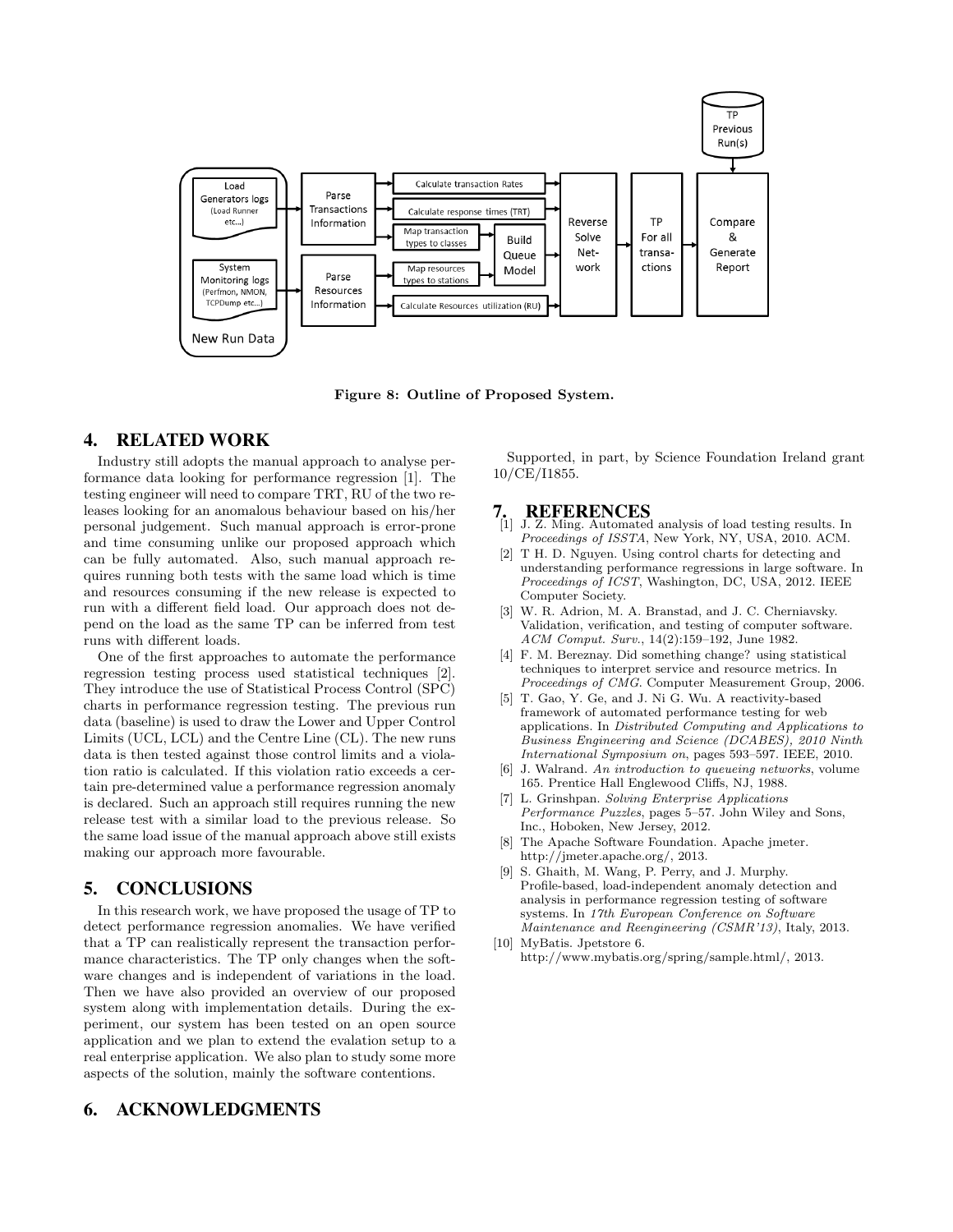Load Generators logs (Load Runner etc...)

System Monitoring logs (Perfmon, NMON, TCPDump etc...)

New Run Data

Parse Transactions Information

Parse Resources Information

Calculate transaction Rates

Calculate response times (TRT)

Map transaction types to classes

Map resources types to stations

Build Queue Model

Calculate Resources utilization (RU)

Reverse Solve Net-work

TP For all transa-ctions

TP Previous Run(s)

Compare & Generate Report

**Figure 8: Outline of Proposed System.**

## 4. RELATED WORK

Industry still adopts the manual approach to analyse performance data looking for performance regression [1]. The testing engineer will need to compare TRT, RU of the two releases looking for an anomalous behaviour based on his/her personal judgement. Such manual approach is error-prone and time consuming unlike our proposed approach which can be fully automated. Also, such manual approach requires running both tests with the same load which is time and resources consuming if the new release is expected to run with a different field load. Our approach does not depend on the load as the same TP can be inferred from test runs with different loads.

One of the first approaches to automate the performance regression testing process used statistical techniques [2]. They introduce the use of Statistical Process Control (SPC) charts in performance regression testing. The previous run data (baseline) is used to draw the Lower and Upper Control Limits (UCL, LCL) and the Centre Line (CL). The new runs data is then tested against those control limits and a violation ratio is calculated. If this violation ratio exceeds a certain pre-determined value a performance regression anomaly is declared. Such an approach still requires running the new release test with a similar load to the previous release. So the same load issue of the manual approach above still exists making our approach more favourable.

## 5. CONCLUSIONS

In this research work, we have proposed the usage of TP to detect performance regression anomalies. We have verified that a TP can realistically represent the transaction performance characteristics. The TP only changes when the software changes and is independent of variations in the load. Then we have also provided an overview of our proposed system along with implementation details. During the experiment, our system has been tested on an open source application and we plan to extend the evalation setup to a real enterprise application. We also plan to study some more aspects of the solution, mainly the software contentions.

## 6. ACKNOWLEDGMENTS

Supported, in part, by Science Foundation Ireland grant 10/CE/I1855.

## 7. REFERENCES

[1] J. Z. Ming. Automated analysis of load testing results. In *Proceedings of ISSTA*, New York, NY, USA, 2010. ACM.

[2] T H. D. Nguyen. Using control charts for detecting and understanding performance regressions in large software. In *Proceedings of ICST*, Washington, DC, USA, 2012. IEEE Computer Society.

[3] W. R. Adrion, M. A. Branstad, and J. C. Cherniavsky. Validation, verification, and testing of computer software. *ACM Comput. Surv.*, 14(2):159–192, June 1982.

[4] F. M. Bereznay. Did something change? using statistical techniques to interpret service and resource metrics. In *Proceedings of CMG*. Computer Measurement Group, 2006.

[5] T. Gao, Y. Ge, and J. Ni G. Wu. A reactivity-based framework of automated performance testing for web applications. In *Distributed Computing and Applications to Business Engineering and Science (DCABES), 2010 Ninth International Symposium on*, pages 593–597. IEEE, 2010.

[6] J. Walrand. *An introduction to queueing networks*, volume 165. Prentice Hall Englewood Cliffs, NJ, 1988.

[7] L. Grinshpan. *Solving Enterprise Applications Performance Puzzles*, pages 5–57. John Wiley and Sons, Inc., Hoboken, New Jersey, 2012.

[8] The Apache Software Foundation. Apache jmeter. http://jmeter.apache.org/, 2013.

[9] S. Ghaith, M. Wang, P. Perry, and J. Murphy. Profile-based, load-independent anomaly detection and analysis in performance regression testing of software systems. In *17th European Conference on Software Maintenance and Reengineering (CSMR'13)*, Italy, 2013.

[10] MyBatis. Jpetstore 6. http://www.mybatis.org/spring/sample.html/, 2013.